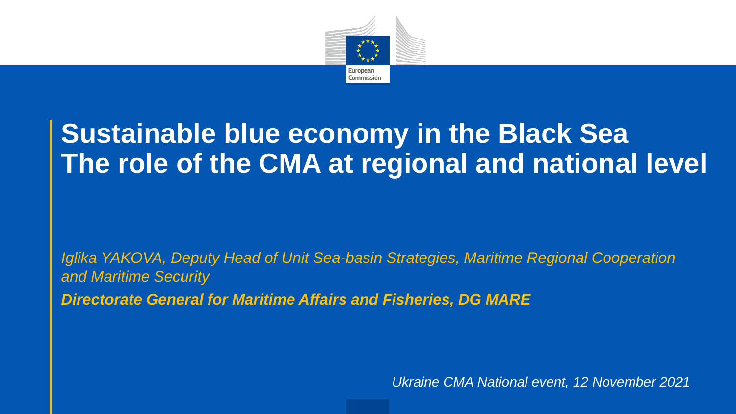European Commission

# Sustainable blue economy in the Black Sea
# The role of the CMA at regional and national level

*Iglika YAKOVA, Deputy Head of Unit Sea-basin Strategies, Maritime Regional Cooperation and Maritime Security*

***Directorate General for Maritime Affairs and Fisheries, DG MARE***

*Ukraine CMA National event, 12 November 2021*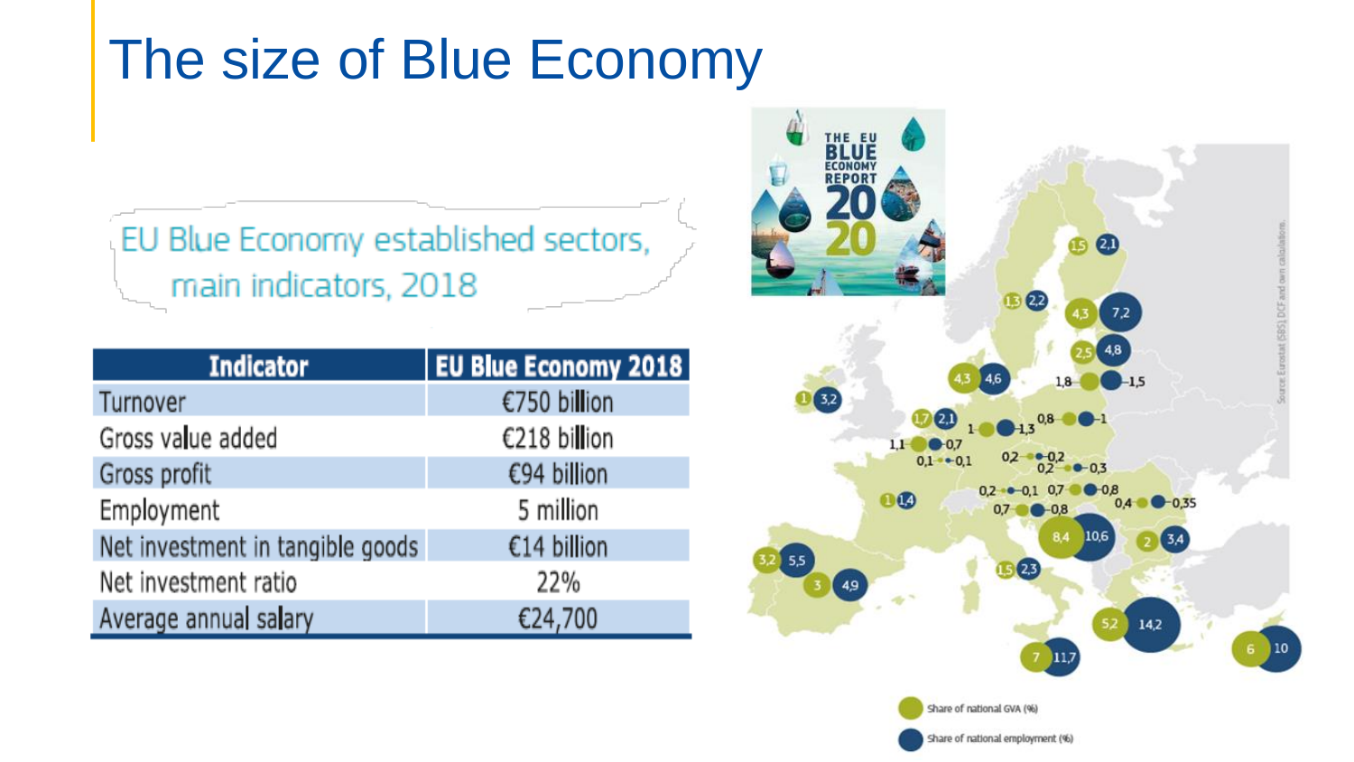# The size of Blue Economy

EU Blue Economy established sectors, main indicators, 2018

| Indicator | EU Blue Economy 2018 |
|---|---|
| Turnover | €750 billion |
| Gross value added | €218 billion |
| Gross profit | €94 billion |
| Employment | 5 million |
| Net investment in tangible goods | €14 billion |
| Net investment ratio | 22% |
| Average annual salary | €24,700 |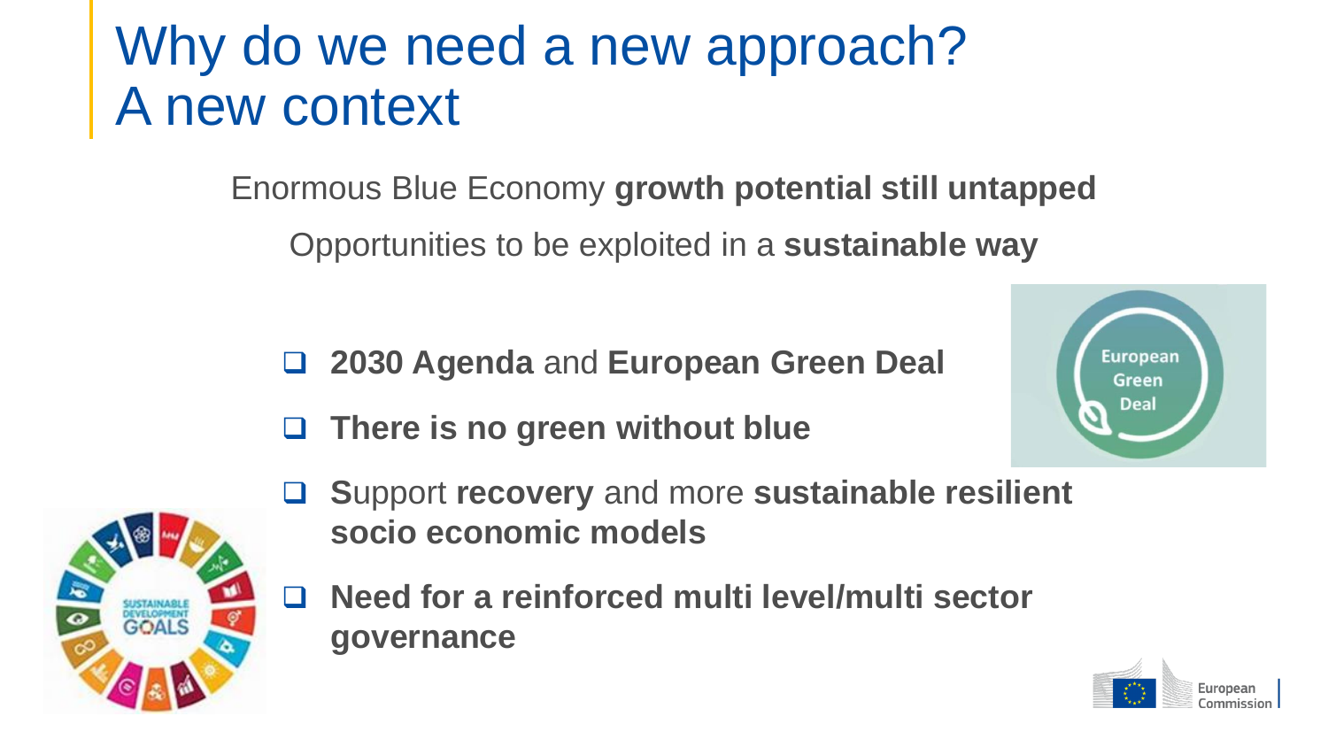# Why do we need a new approach?
# A new context

Enormous Blue Economy **growth potential still untapped**

Opportunities to be exploited in a **sustainable way**

- **2030 Agenda** and **European Green Deal**
- **There is no green without blue**
- **S**upport **recovery** and more **sustainable resilient socio economic models**
- **Need for a reinforced multi level/multi sector governance**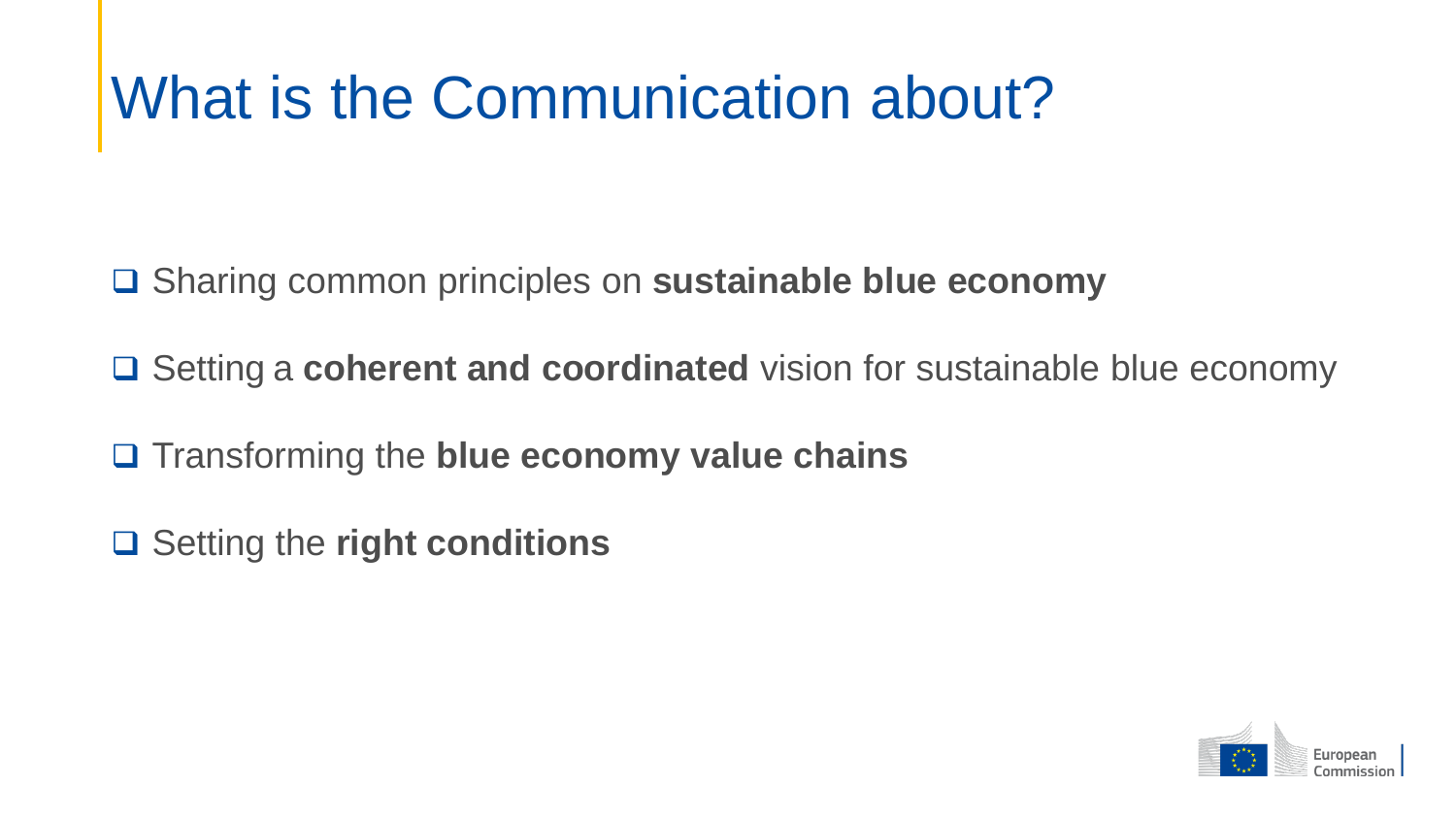# What is the Communication about?

- Sharing common principles on **sustainable blue economy**
- Setting a **coherent and coordinated** vision for sustainable blue economy
- Transforming the **blue economy value chains**
- Setting the **right conditions**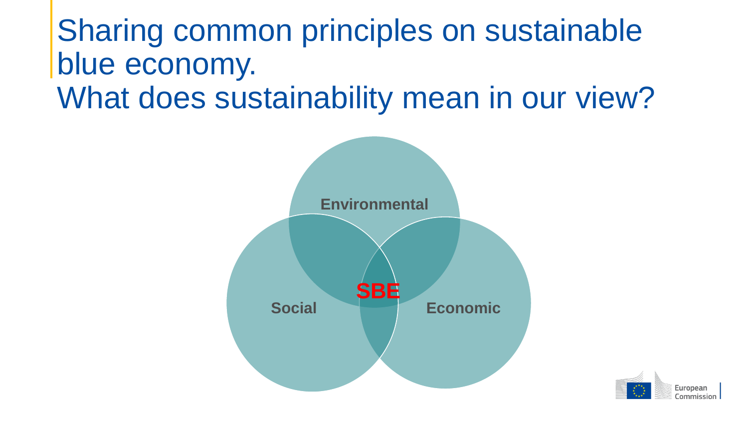# Sharing common principles on sustainable blue economy. What does sustainability mean in our view?

Environmental

Social

Economic

SBE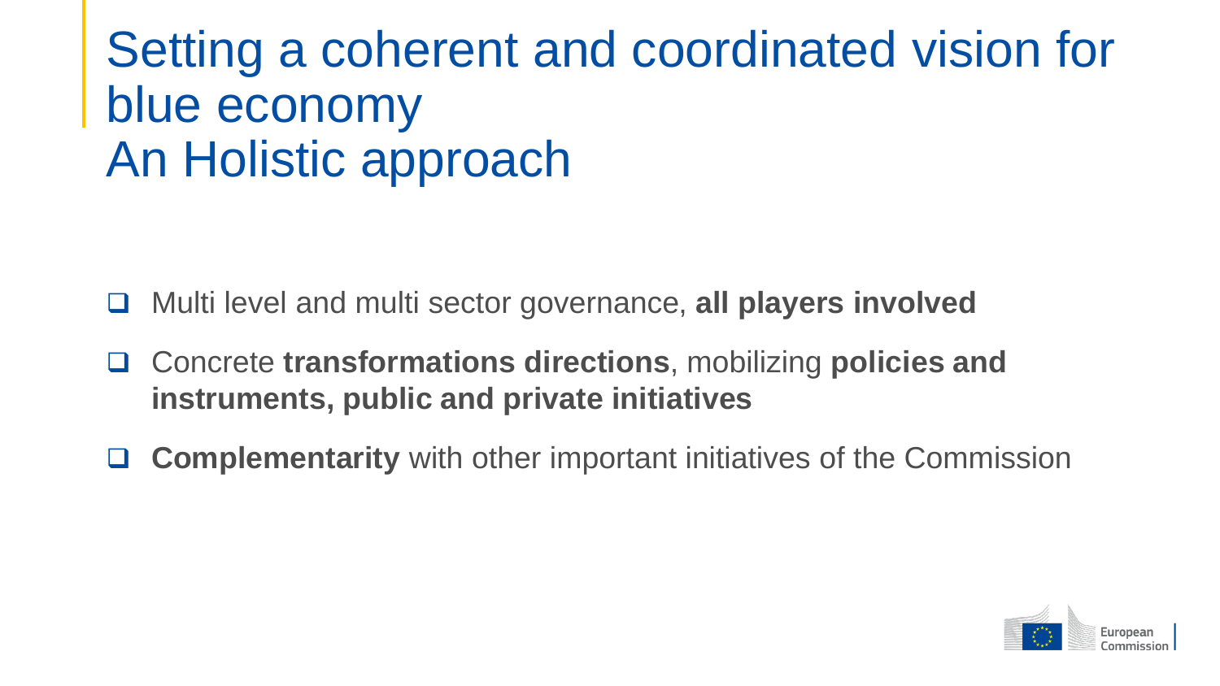# Setting a coherent and coordinated vision for blue economy An Holistic approach

- Multi level and multi sector governance, **all players involved**
- Concrete **transformations directions**, mobilizing **policies and instruments, public and private initiatives**
- **Complementarity** with other important initiatives of the Commission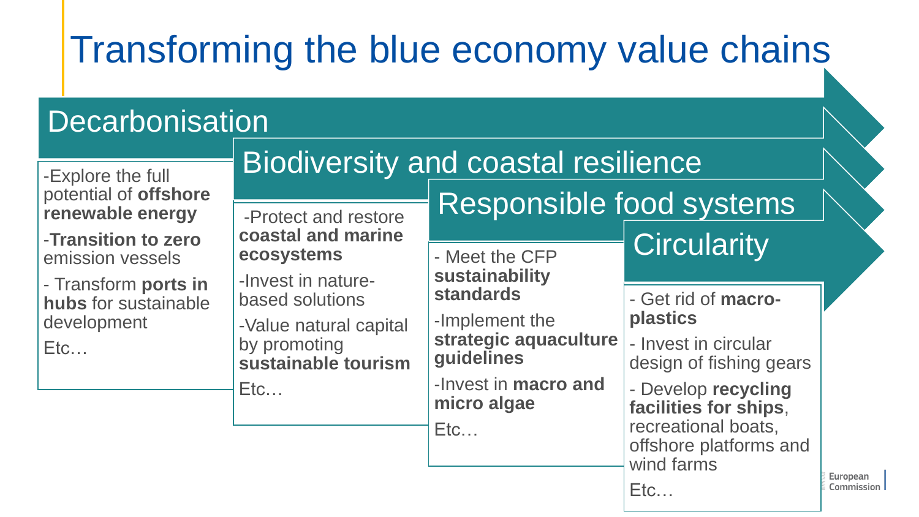# Transforming the blue economy value chains

## Decarbonisation

-Explore the full potential of **offshore renewable energy**

-**Transition to zero** emission vessels

- Transform **ports in hubs** for sustainable development

Etc…

## Biodiversity and coastal resilience

-Protect and restore **coastal and marine ecosystems**

-Invest in nature-based solutions

-Value natural capital by promoting **sustainable tourism**

Etc…

## Responsible food systems

- Meet the CFP **sustainability standards**

-Implement the **strategic aquaculture guidelines**

-Invest in **macro and micro algae**

Etc…

## Circularity

- Get rid of **macro-plastics**

- Invest in circular design of fishing gears

- Develop **recycling facilities for ships**, recreational boats, offshore platforms and wind farms

Etc…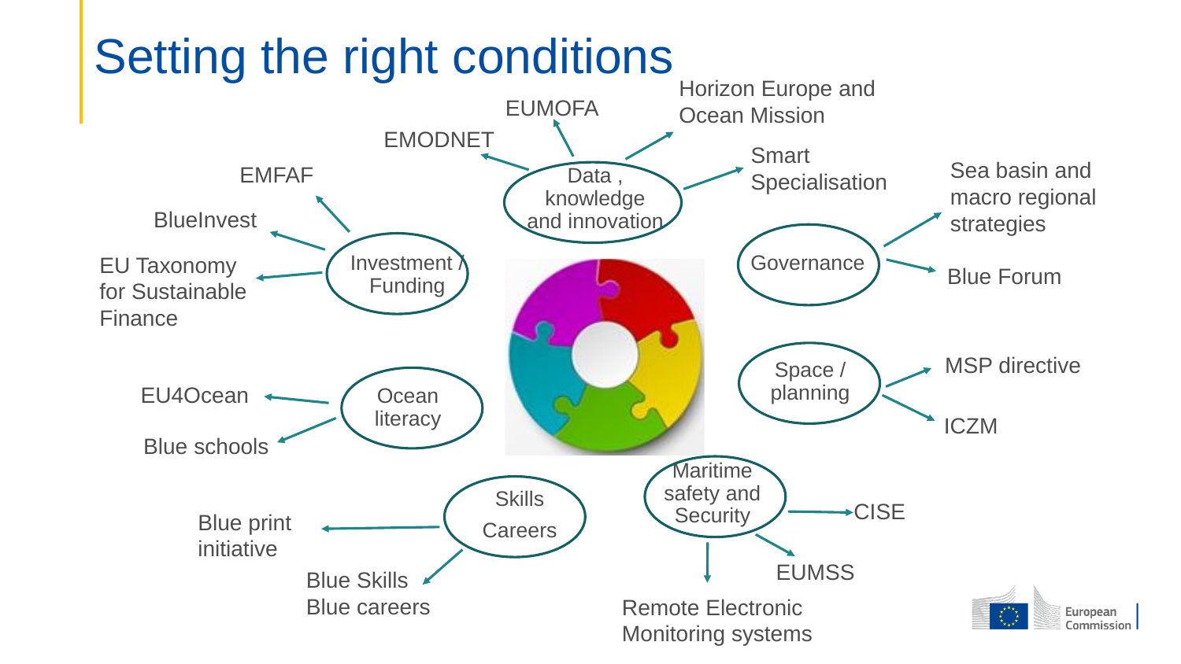# Setting the right conditions

- **Data, knowledge and innovation**
  - EMODNET
  - EUMOFA
  - Horizon Europe and Ocean Mission
  - Smart Specialisation
- **Investment / Funding**
  - EMFAF
  - BlueInvest
  - EU Taxonomy for Sustainable Finance
- **Governance**
  - Sea basin and macro regional strategies
  - Blue Forum
- **Space / planning**
  - MSP directive
  - ICZM
- **Ocean literacy**
  - EU4Ocean
  - Blue schools
- **Skills Careers**
  - Blue print initiative
  - Blue Skills Blue careers
- **Maritime safety and Security**
  - CISE
  - EUMSS
  - Remote Electronic Monitoring systems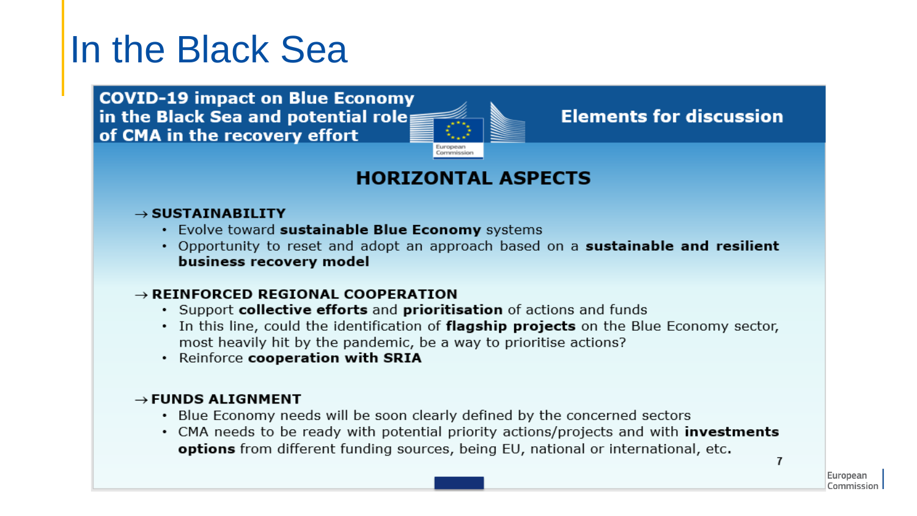# In the Black Sea

**COVID-19 impact on Blue Economy in the Black Sea and potential role of CMA in the recovery effort**

**Elements for discussion**

## HORIZONTAL ASPECTS

→ **SUSTAINABILITY**

- Evolve toward **sustainable Blue Economy** systems
- Opportunity to reset and adopt an approach based on a **sustainable and resilient business recovery model**

→ **REINFORCED REGIONAL COOPERATION**

- Support **collective efforts** and **prioritisation** of actions and funds
- In this line, could the identification of **flagship projects** on the Blue Economy sector, most heavily hit by the pandemic, be a way to prioritise actions?
- Reinforce **cooperation with SRIA**

→ **FUNDS ALIGNMENT**

- Blue Economy needs will be soon clearly defined by the concerned sectors
- CMA needs to be ready with potential priority actions/projects and with **investments options** from different funding sources, being EU, national or international, etc.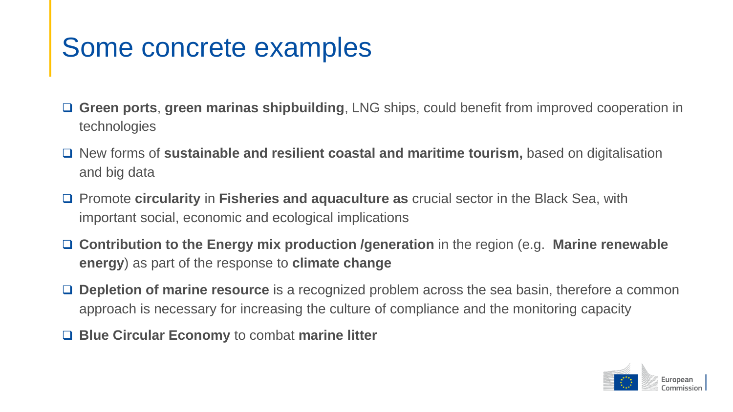# Some concrete examples

- **Green ports**, **green marinas shipbuilding**, LNG ships, could benefit from improved cooperation in technologies
- New forms of **sustainable and resilient coastal and maritime tourism,** based on digitalisation and big data
- Promote **circularity** in **Fisheries and aquaculture as** crucial sector in the Black Sea, with important social, economic and ecological implications
- **Contribution to the Energy mix production /generation** in the region (e.g. **Marine renewable energy**) as part of the response to **climate change**
- **Depletion of marine resource** is a recognized problem across the sea basin, therefore a common approach is necessary for increasing the culture of compliance and the monitoring capacity
- **Blue Circular Economy** to combat **marine litter**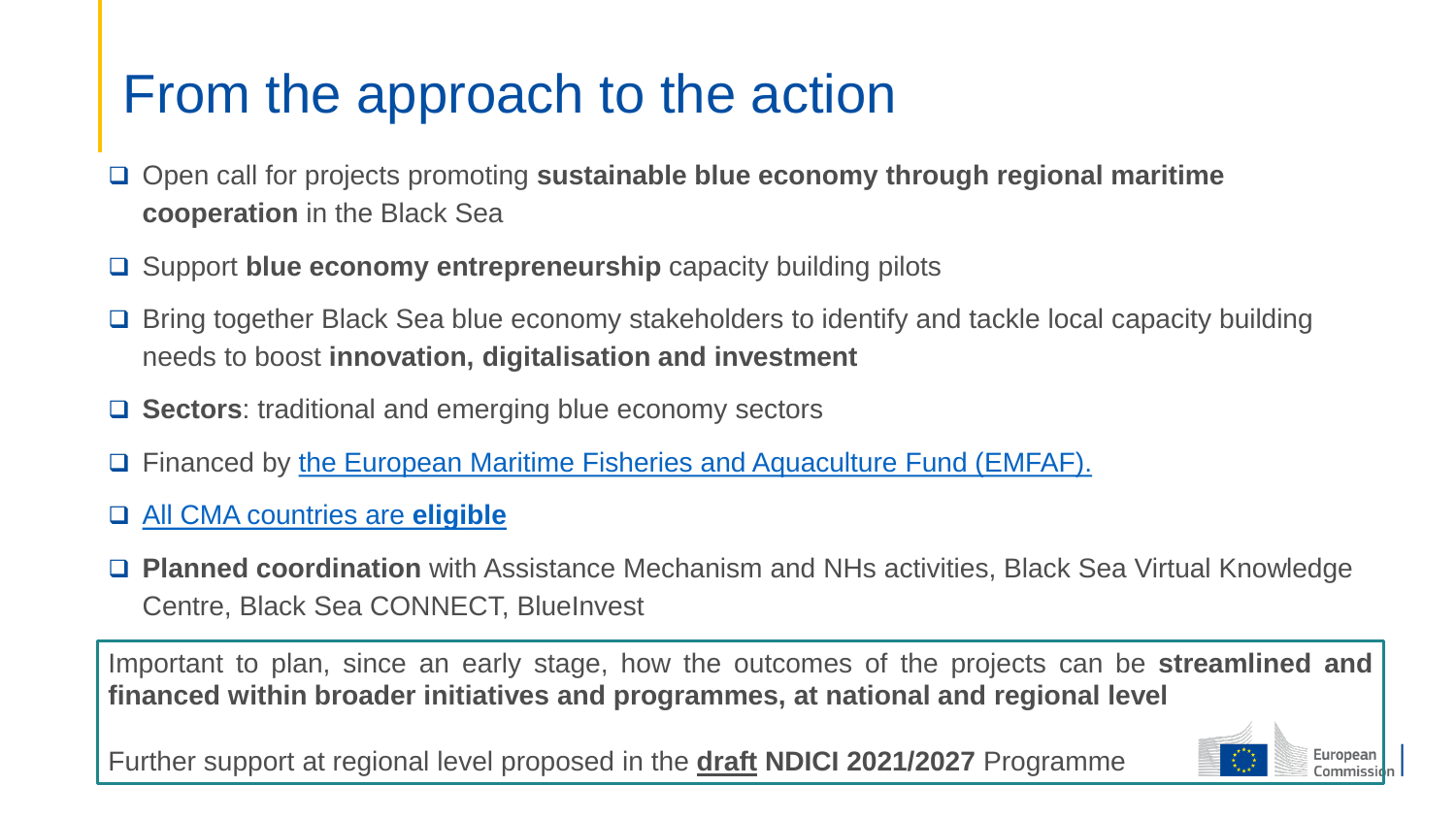# From the approach to the action

- Open call for projects promoting **sustainable blue economy through regional maritime cooperation** in the Black Sea
- Support **blue economy entrepreneurship** capacity building pilots
- Bring together Black Sea blue economy stakeholders to identify and tackle local capacity building needs to boost **innovation, digitalisation and investment**
- **Sectors**: traditional and emerging blue economy sectors
- Financed by the European Maritime Fisheries and Aquaculture Fund (EMFAF).
- All CMA countries are **eligible**
- **Planned coordination** with Assistance Mechanism and NHs activities, Black Sea Virtual Knowledge Centre, Black Sea CONNECT, BlueInvest

Important to plan, since an early stage, how the outcomes of the projects can be **streamlined and financed within broader initiatives and programmes, at national and regional level**

Further support at regional level proposed in the **draft** **NDICI 2021/2027** Programme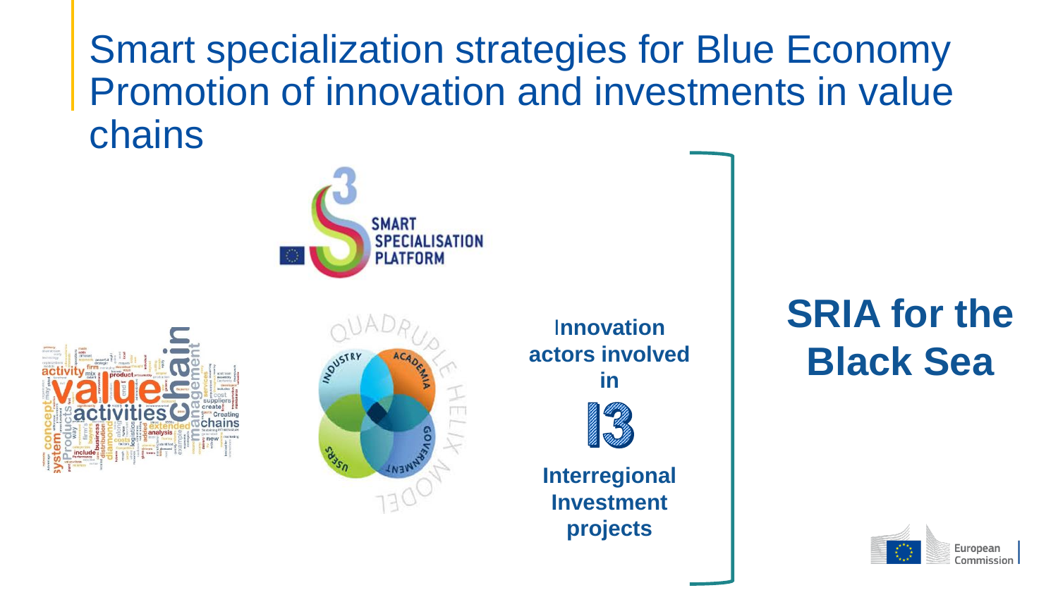# Smart specialization strategies for Blue Economy Promotion of innovation and investments in value chains

Innovation actors involved in

I3

Interregional Investment projects

**SRIA for the Black Sea**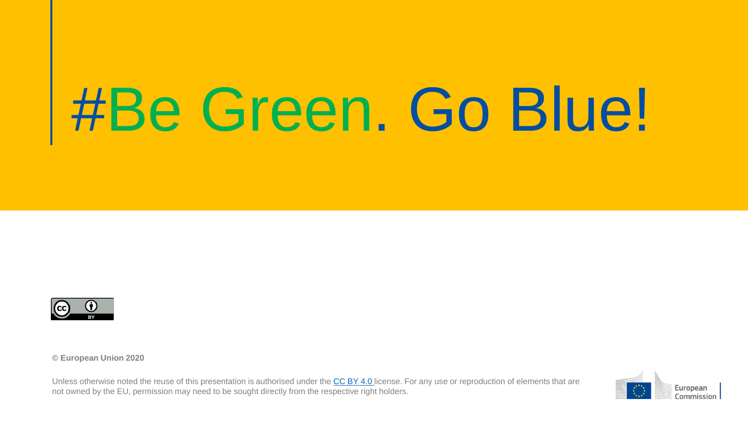# #Be Green. Go Blue!

**© European Union 2020**

Unless otherwise noted the reuse of this presentation is authorised under the CC BY 4.0 license. For any use or reproduction of elements that are not owned by the EU, permission may need to be sought directly from the respective right holders.